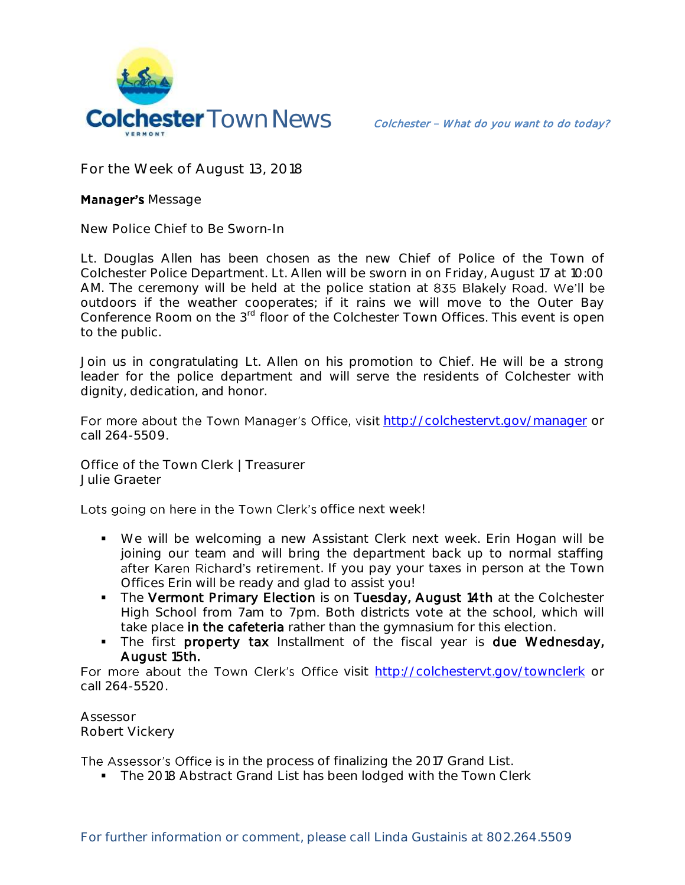# Colchester Town News

*Colchester – What do you want to do today?*

For the Week of August 13, 2018

## **Manager's** Message

New Police Chief to Be Sworn-In

Lt. Douglas Allen has been chosen as the new Chief of Police of the Town of Colchester Police Department. Lt. Allen will be sworn in on Friday, August 17 at 10:00 AM. The ceremony will be held at the police station at 835 Blakely Road. We'll be outdoors if the weather cooperates; if it rains we will move to the Outer Bay Conference Room on the 3rd floor of the Colchester Town Offices. This event is open to the public.

Join us in congratulating Lt. Allen on his promotion to Chief. He will be a strong leader for the police department and will serve the residents of Colchester with dignity, dedication, and honor.

For more about the Town Manager's Office, visit http://colchestervt.gov/manager or call 264-5509.

## Office of the Town Clerk | Treasurer
Julie Graeter

Lots going on here in the Town Clerk's office next week!

- We will be welcoming a new Assistant Clerk next week. Erin Hogan will be joining our team and will bring the department back up to normal staffing after Karen Richard's retirement. If you pay your taxes in person at the Town Offices Erin will be ready and glad to assist you!
- The **Vermont Primary Election** is on **Tuesday, August 14th** at the Colchester High School from 7am to 7pm. Both districts vote at the school, which will take place **in the cafeteria** rather than the gymnasium for this election.
- The first **property tax** Installment of the fiscal year is **due Wednesday, August 15th.**

For more about the Town Clerk's Office visit http://colchestervt.gov/townclerk or call 264-5520.

## Assessor
Robert Vickery

The Assessor's Office is in the process of finalizing the 2017 Grand List.

- The 2018 Abstract Grand List has been lodged with the Town Clerk

For further information or comment, please call Linda Gustainis at 802.264.5509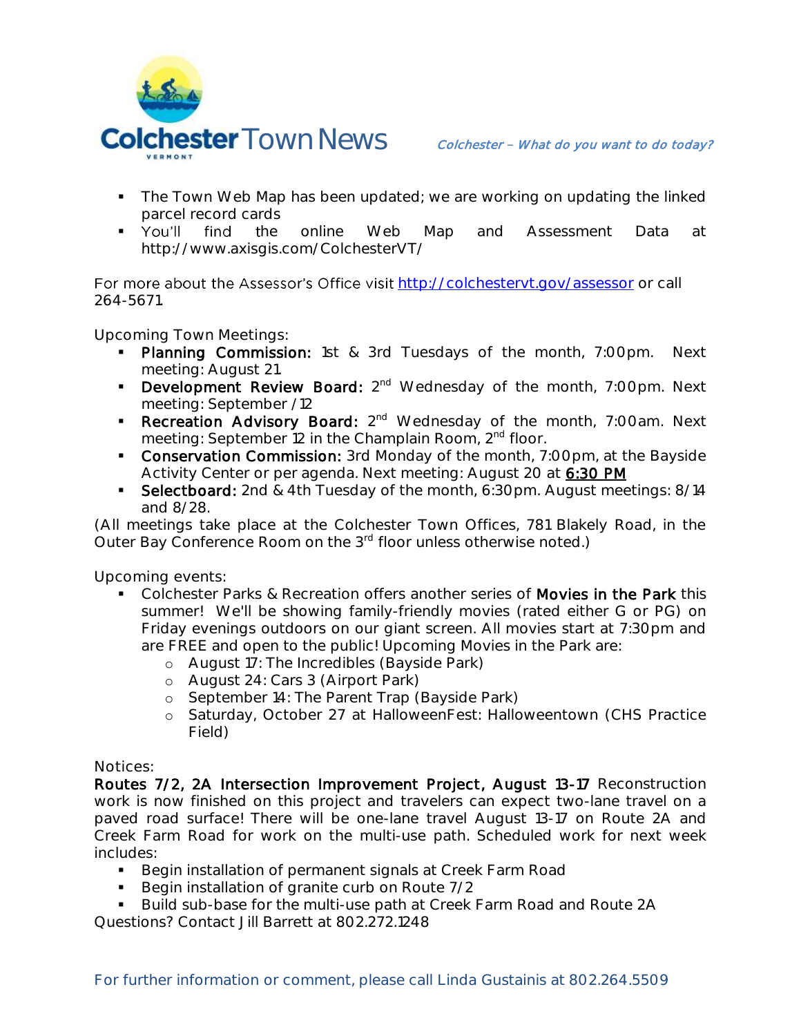- The Town Web Map has been updated; we are working on updating the linked parcel record cards
- You'll find the online Web Map and Assessment Data at http://www.axisgis.com/ColchesterVT/

For more about the Assessor's Office visit [http://colchestervt.gov/assessor](http://colchestervt.gov/assessor) or call 264-5671.

Upcoming Town Meetings:

- **Planning Commission:** 1st & 3rd Tuesdays of the month, 7:00pm. Next meeting: August 21.
- **Development Review Board:** 2nd Wednesday of the month, 7:00pm. Next meeting: September /12
- **Recreation Advisory Board:** 2nd Wednesday of the month, 7:00am. Next meeting: September 12 in the Champlain Room, 2nd floor.
- **Conservation Commission:** 3rd Monday of the month, 7:00pm, at the Bayside Activity Center or per agenda. Next meeting: August 20 at 6:30 PM
- **Selectboard:** 2nd & 4th Tuesday of the month, 6:30pm. August meetings: 8/14 and 8/28.

(All meetings take place at the Colchester Town Offices, 781 Blakely Road, in the Outer Bay Conference Room on the 3rd floor unless otherwise noted.)

Upcoming events:

- Colchester Parks & Recreation offers another series of **Movies in the Park** this summer! We'll be showing family-friendly movies (rated either G or PG) on Friday evenings outdoors on our giant screen. All movies start at 7:30pm and are FREE and open to the public! Upcoming Movies in the Park are:
  - August 17: The Incredibles (Bayside Park)
  - August 24: Cars 3 (Airport Park)
  - September 14: The Parent Trap (Bayside Park)
  - Saturday, October 27 at HalloweenFest: Halloweentown (CHS Practice Field)

Notices:

**Routes 7/2, 2A Intersection Improvement Project, August 13-17** Reconstruction work is now finished on this project and travelers can expect two-lane travel on a paved road surface! There will be one-lane travel August 13-17 on Route 2A and Creek Farm Road for work on the multi-use path. Scheduled work for next week includes:

- Begin installation of permanent signals at Creek Farm Road
- Begin installation of granite curb on Route 7/2
- Build sub-base for the multi-use path at Creek Farm Road and Route 2A

Questions? Contact Jill Barrett at 802.272.1248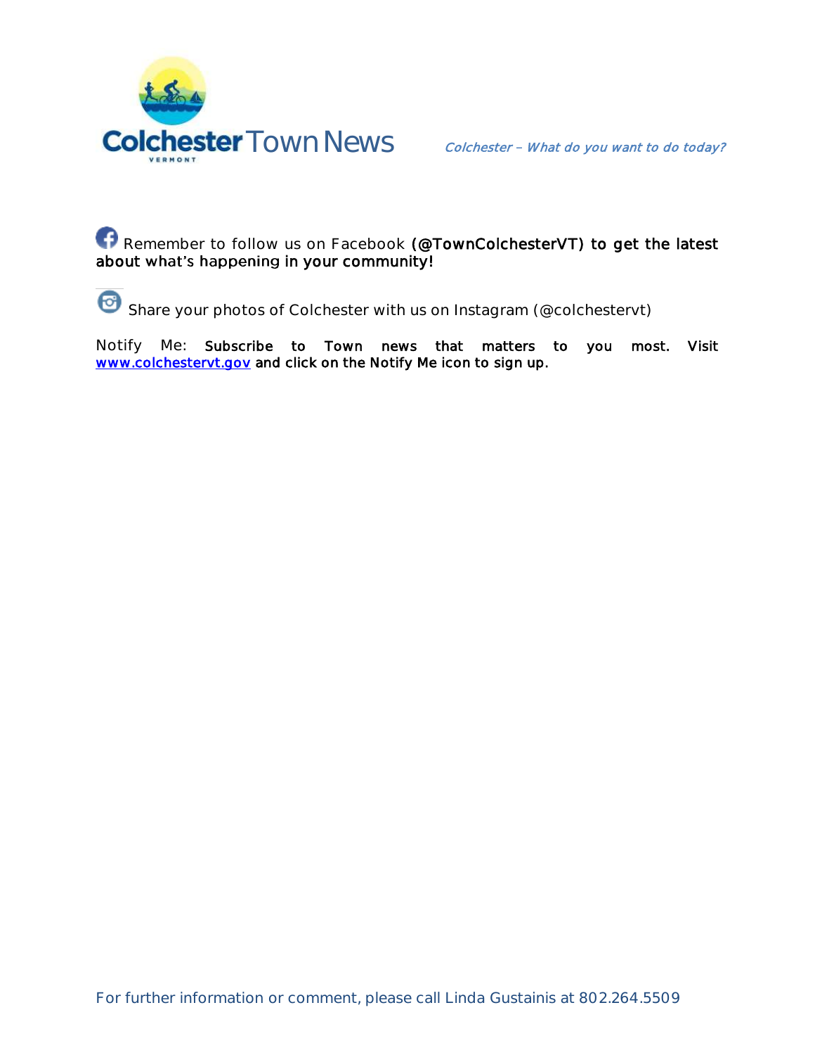# Colchester Town News

*Colchester – What do you want to do today?*

Remember to follow us on Facebook (@TownColchesterVT) to get the latest about what's happening in your community!

Share your photos of Colchester with us on Instagram (@colchestervt)

Notify Me: Subscribe to Town news that matters to you most. Visit [www.colchestervt.gov](http://www.colchestervt.gov) and click on the Notify Me icon to sign up.

For further information or comment, please call Linda Gustainis at 802.264.5509